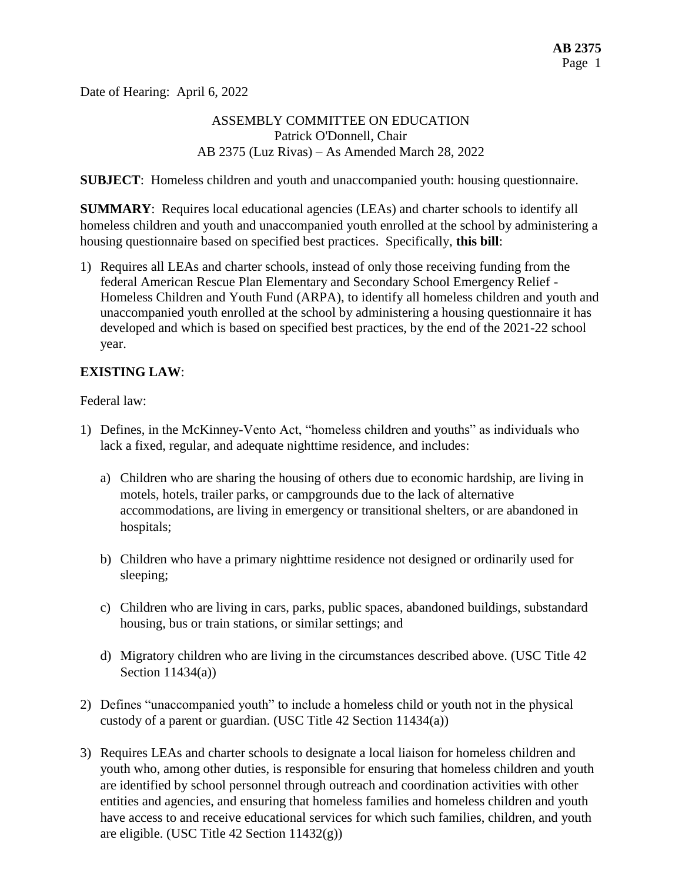Date of Hearing: April 6, 2022

ASSEMBLY COMMITTEE ON EDUCATION
Patrick O'Donnell, Chair
AB 2375 (Luz Rivas) – As Amended March 28, 2022

**SUBJECT**: Homeless children and youth and unaccompanied youth: housing questionnaire.

**SUMMARY**: Requires local educational agencies (LEAs) and charter schools to identify all homeless children and youth and unaccompanied youth enrolled at the school by administering a housing questionnaire based on specified best practices. Specifically, **this bill**:

1) Requires all LEAs and charter schools, instead of only those receiving funding from the federal American Rescue Plan Elementary and Secondary School Emergency Relief - Homeless Children and Youth Fund (ARPA), to identify all homeless children and youth and unaccompanied youth enrolled at the school by administering a housing questionnaire it has developed and which is based on specified best practices, by the end of the 2021-22 school year.

**EXISTING LAW**:

Federal law:

1) Defines, in the McKinney-Vento Act, "homeless children and youths" as individuals who lack a fixed, regular, and adequate nighttime residence, and includes:

   a) Children who are sharing the housing of others due to economic hardship, are living in motels, hotels, trailer parks, or campgrounds due to the lack of alternative accommodations, are living in emergency or transitional shelters, or are abandoned in hospitals;

   b) Children who have a primary nighttime residence not designed or ordinarily used for sleeping;

   c) Children who are living in cars, parks, public spaces, abandoned buildings, substandard housing, bus or train stations, or similar settings; and

   d) Migratory children who are living in the circumstances described above. (USC Title 42 Section 11434(a))

2) Defines "unaccompanied youth" to include a homeless child or youth not in the physical custody of a parent or guardian. (USC Title 42 Section 11434(a))

3) Requires LEAs and charter schools to designate a local liaison for homeless children and youth who, among other duties, is responsible for ensuring that homeless children and youth are identified by school personnel through outreach and coordination activities with other entities and agencies, and ensuring that homeless families and homeless children and youth have access to and receive educational services for which such families, children, and youth are eligible. (USC Title 42 Section 11432(g))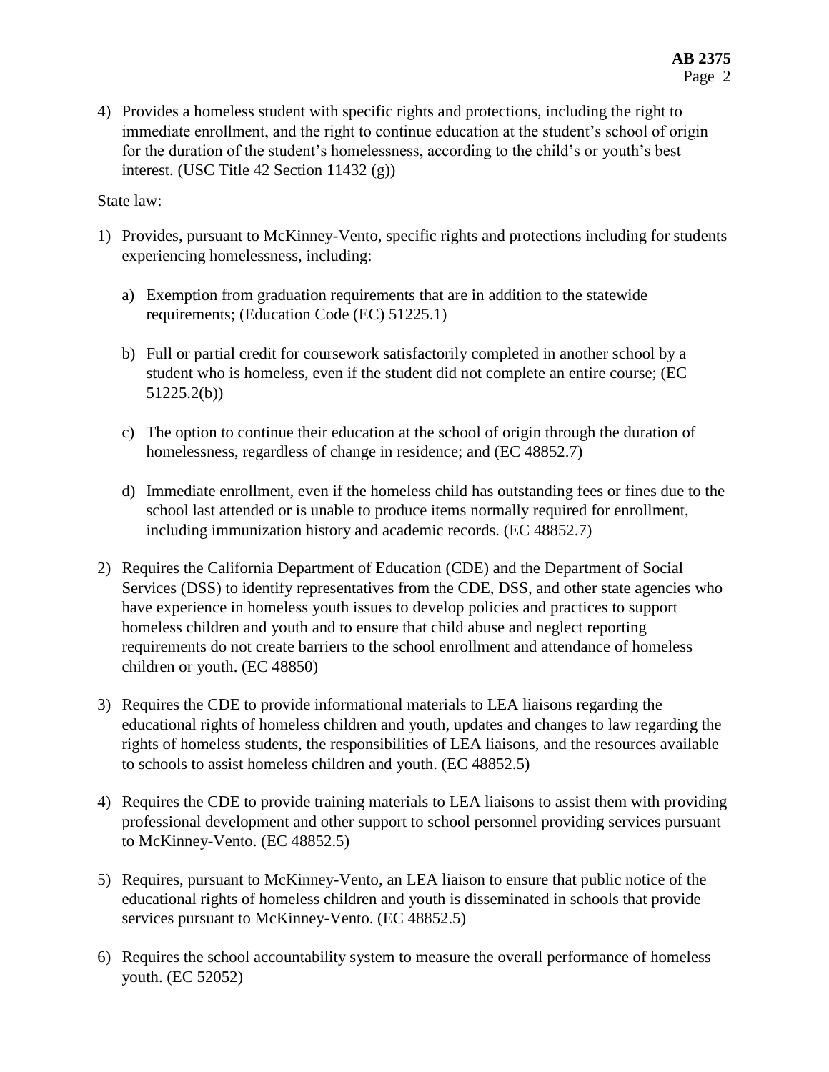4) Provides a homeless student with specific rights and protections, including the right to immediate enrollment, and the right to continue education at the student's school of origin for the duration of the student's homelessness, according to the child's or youth's best interest. (USC Title 42 Section 11432 (g))

State law:

1) Provides, pursuant to McKinney-Vento, specific rights and protections including for students experiencing homelessness, including:

   a) Exemption from graduation requirements that are in addition to the statewide requirements; (Education Code (EC) 51225.1)

   b) Full or partial credit for coursework satisfactorily completed in another school by a student who is homeless, even if the student did not complete an entire course; (EC 51225.2(b))

   c) The option to continue their education at the school of origin through the duration of homelessness, regardless of change in residence; and (EC 48852.7)

   d) Immediate enrollment, even if the homeless child has outstanding fees or fines due to the school last attended or is unable to produce items normally required for enrollment, including immunization history and academic records. (EC 48852.7)

2) Requires the California Department of Education (CDE) and the Department of Social Services (DSS) to identify representatives from the CDE, DSS, and other state agencies who have experience in homeless youth issues to develop policies and practices to support homeless children and youth and to ensure that child abuse and neglect reporting requirements do not create barriers to the school enrollment and attendance of homeless children or youth. (EC 48850)

3) Requires the CDE to provide informational materials to LEA liaisons regarding the educational rights of homeless children and youth, updates and changes to law regarding the rights of homeless students, the responsibilities of LEA liaisons, and the resources available to schools to assist homeless children and youth. (EC 48852.5)

4) Requires the CDE to provide training materials to LEA liaisons to assist them with providing professional development and other support to school personnel providing services pursuant to McKinney-Vento. (EC 48852.5)

5) Requires, pursuant to McKinney-Vento, an LEA liaison to ensure that public notice of the educational rights of homeless children and youth is disseminated in schools that provide services pursuant to McKinney-Vento. (EC 48852.5)

6) Requires the school accountability system to measure the overall performance of homeless youth. (EC 52052)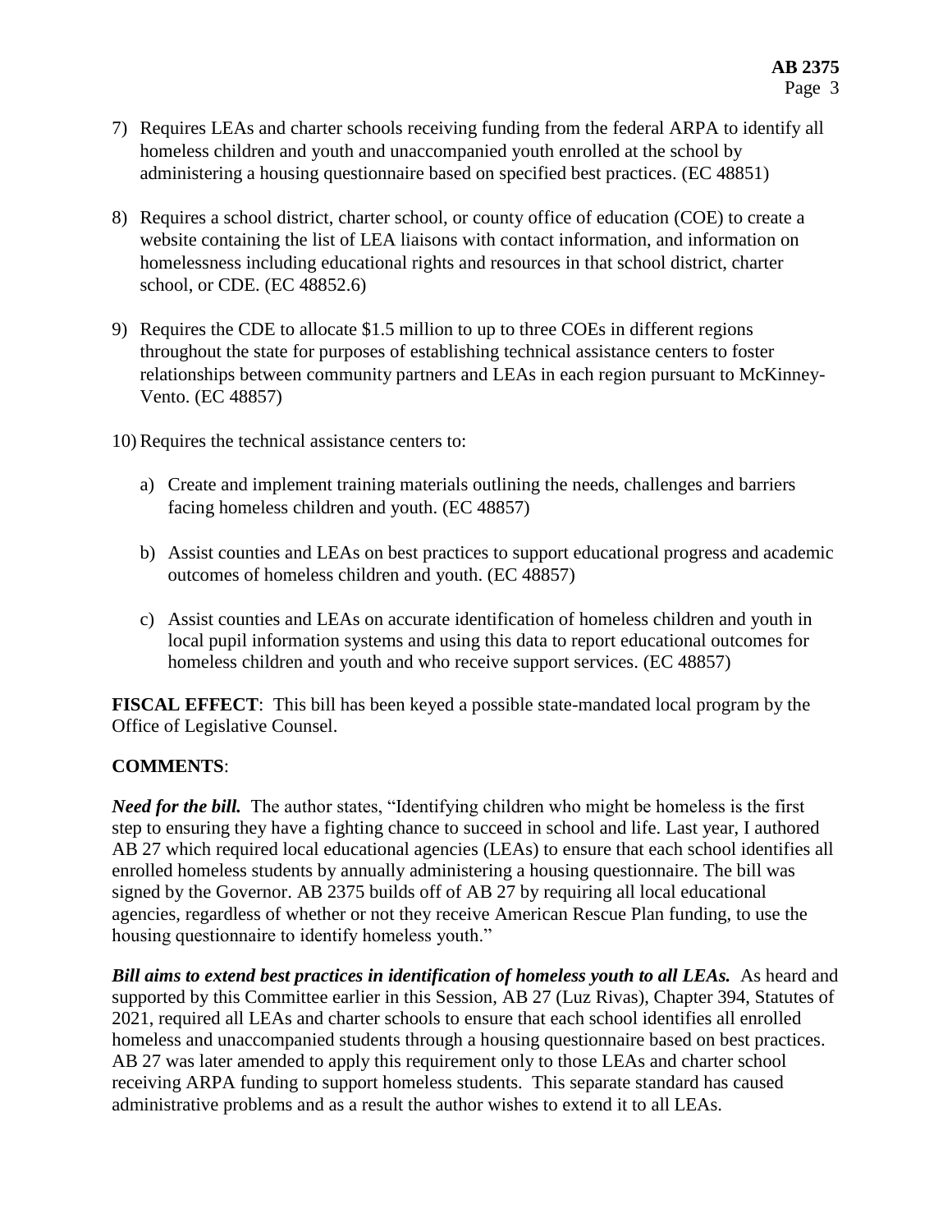7) Requires LEAs and charter schools receiving funding from the federal ARPA to identify all homeless children and youth and unaccompanied youth enrolled at the school by administering a housing questionnaire based on specified best practices. (EC 48851)

8) Requires a school district, charter school, or county office of education (COE) to create a website containing the list of LEA liaisons with contact information, and information on homelessness including educational rights and resources in that school district, charter school, or CDE. (EC 48852.6)

9) Requires the CDE to allocate $1.5 million to up to three COEs in different regions throughout the state for purposes of establishing technical assistance centers to foster relationships between community partners and LEAs in each region pursuant to McKinney-Vento. (EC 48857)

10) Requires the technical assistance centers to:

   a) Create and implement training materials outlining the needs, challenges and barriers facing homeless children and youth. (EC 48857)

   b) Assist counties and LEAs on best practices to support educational progress and academic outcomes of homeless children and youth. (EC 48857)

   c) Assist counties and LEAs on accurate identification of homeless children and youth in local pupil information systems and using this data to report educational outcomes for homeless children and youth and who receive support services. (EC 48857)

**FISCAL EFFECT**: This bill has been keyed a possible state-mandated local program by the Office of Legislative Counsel.

**COMMENTS**:

***Need for the bill.*** The author states, "Identifying children who might be homeless is the first step to ensuring they have a fighting chance to succeed in school and life. Last year, I authored AB 27 which required local educational agencies (LEAs) to ensure that each school identifies all enrolled homeless students by annually administering a housing questionnaire. The bill was signed by the Governor. AB 2375 builds off of AB 27 by requiring all local educational agencies, regardless of whether or not they receive American Rescue Plan funding, to use the housing questionnaire to identify homeless youth."

***Bill aims to extend best practices in identification of homeless youth to all LEAs.*** As heard and supported by this Committee earlier in this Session, AB 27 (Luz Rivas), Chapter 394, Statutes of 2021, required all LEAs and charter schools to ensure that each school identifies all enrolled homeless and unaccompanied students through a housing questionnaire based on best practices. AB 27 was later amended to apply this requirement only to those LEAs and charter school receiving ARPA funding to support homeless students. This separate standard has caused administrative problems and as a result the author wishes to extend it to all LEAs.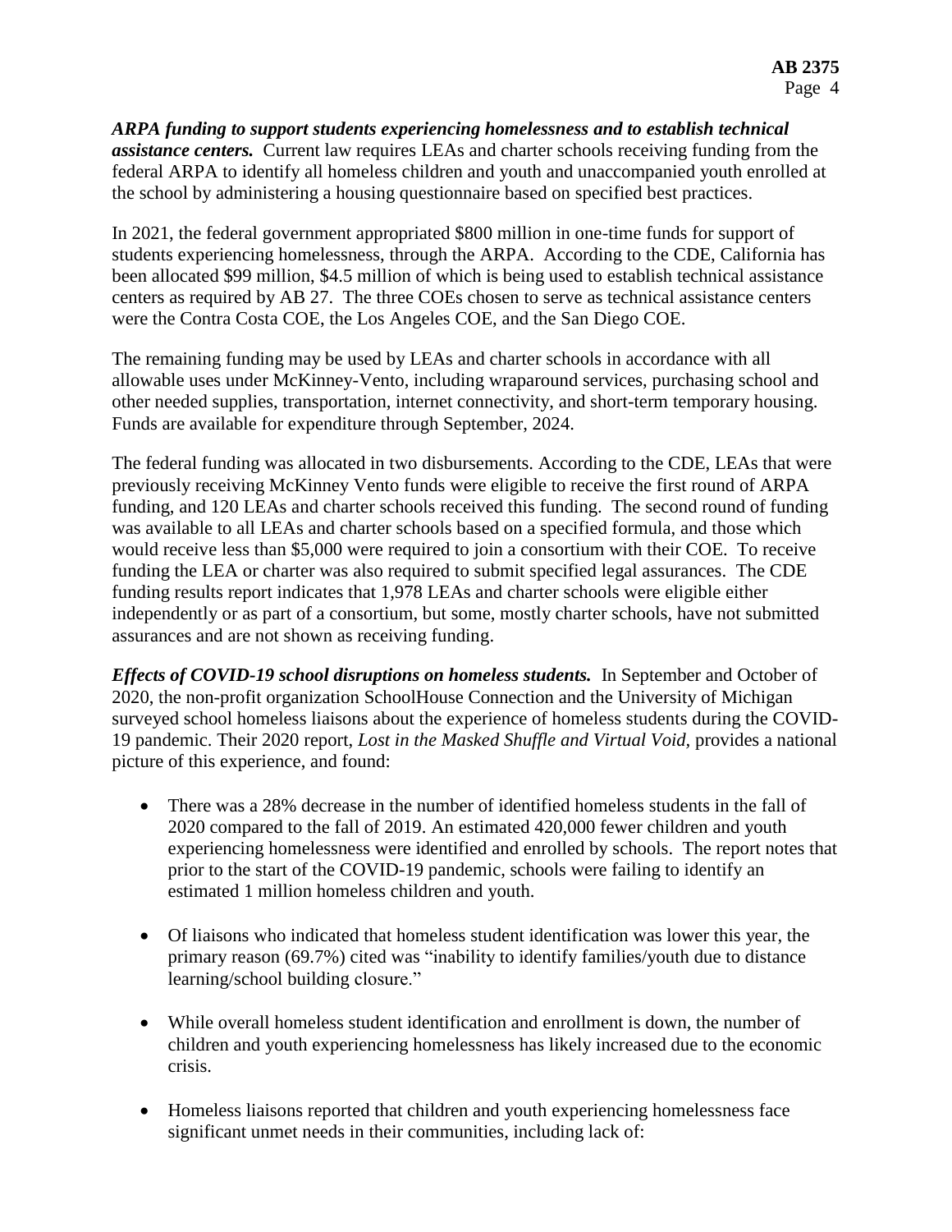***ARPA funding to support students experiencing homelessness and to establish technical assistance centers.*** Current law requires LEAs and charter schools receiving funding from the federal ARPA to identify all homeless children and youth and unaccompanied youth enrolled at the school by administering a housing questionnaire based on specified best practices.

In 2021, the federal government appropriated $800 million in one-time funds for support of students experiencing homelessness, through the ARPA. According to the CDE, California has been allocated $99 million, $4.5 million of which is being used to establish technical assistance centers as required by AB 27. The three COEs chosen to serve as technical assistance centers were the Contra Costa COE, the Los Angeles COE, and the San Diego COE.

The remaining funding may be used by LEAs and charter schools in accordance with all allowable uses under McKinney-Vento, including wraparound services, purchasing school and other needed supplies, transportation, internet connectivity, and short-term temporary housing. Funds are available for expenditure through September, 2024.

The federal funding was allocated in two disbursements. According to the CDE, LEAs that were previously receiving McKinney Vento funds were eligible to receive the first round of ARPA funding, and 120 LEAs and charter schools received this funding. The second round of funding was available to all LEAs and charter schools based on a specified formula, and those which would receive less than $5,000 were required to join a consortium with their COE. To receive funding the LEA or charter was also required to submit specified legal assurances. The CDE funding results report indicates that 1,978 LEAs and charter schools were eligible either independently or as part of a consortium, but some, mostly charter schools, have not submitted assurances and are not shown as receiving funding.

***Effects of COVID-19 school disruptions on homeless students.*** In September and October of 2020, the non-profit organization SchoolHouse Connection and the University of Michigan surveyed school homeless liaisons about the experience of homeless students during the COVID-19 pandemic. Their 2020 report, *Lost in the Masked Shuffle and Virtual Void*, provides a national picture of this experience, and found:

- There was a 28% decrease in the number of identified homeless students in the fall of 2020 compared to the fall of 2019. An estimated 420,000 fewer children and youth experiencing homelessness were identified and enrolled by schools. The report notes that prior to the start of the COVID-19 pandemic, schools were failing to identify an estimated 1 million homeless children and youth.

- Of liaisons who indicated that homeless student identification was lower this year, the primary reason (69.7%) cited was "inability to identify families/youth due to distance learning/school building closure."

- While overall homeless student identification and enrollment is down, the number of children and youth experiencing homelessness has likely increased due to the economic crisis.

- Homeless liaisons reported that children and youth experiencing homelessness face significant unmet needs in their communities, including lack of: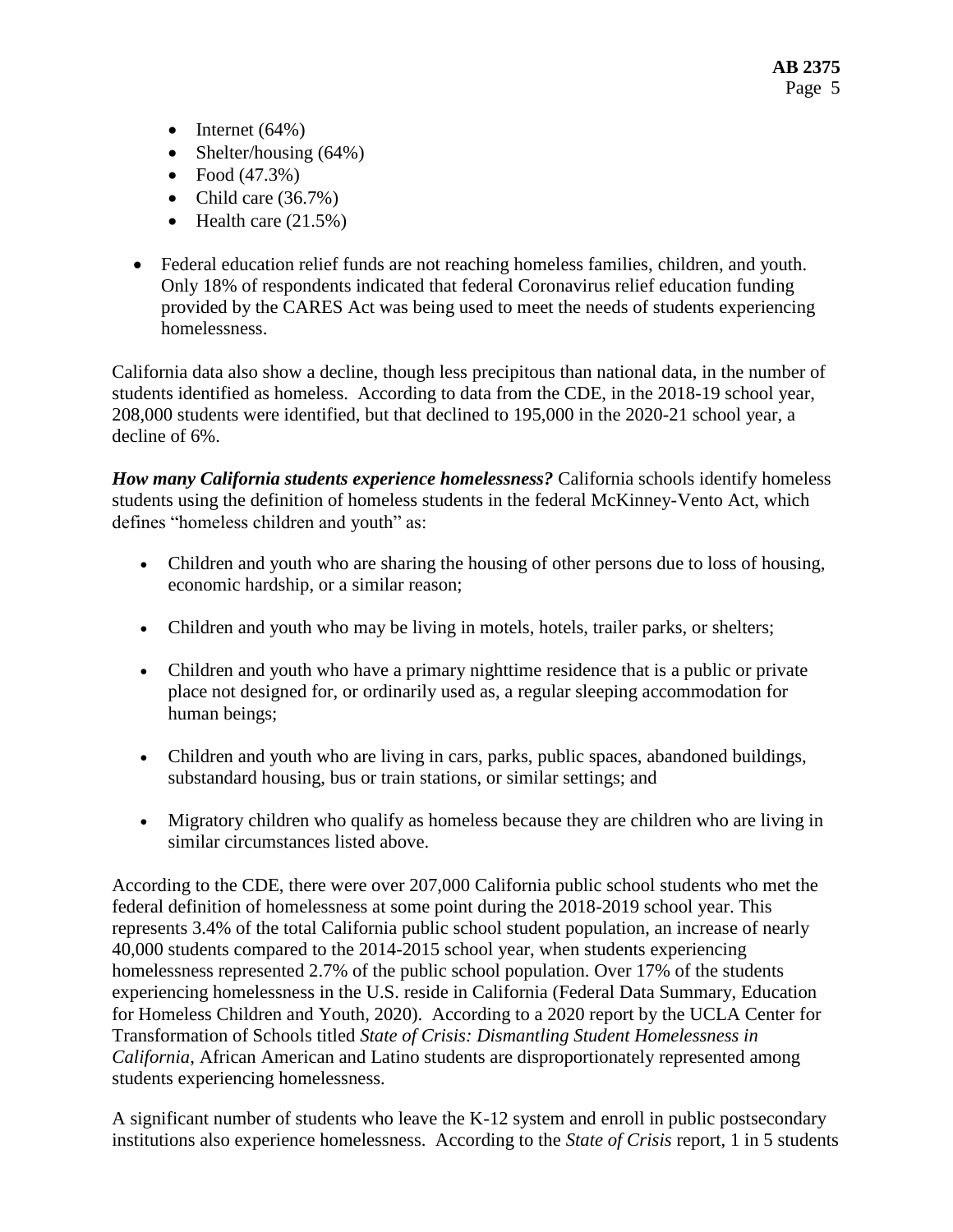- Internet (64%)
- Shelter/housing (64%)
- Food (47.3%)
- Child care (36.7%)
- Health care (21.5%)

- Federal education relief funds are not reaching homeless families, children, and youth. Only 18% of respondents indicated that federal Coronavirus relief education funding provided by the CARES Act was being used to meet the needs of students experiencing homelessness.

California data also show a decline, though less precipitous than national data, in the number of students identified as homeless. According to data from the CDE, in the 2018-19 school year, 208,000 students were identified, but that declined to 195,000 in the 2020-21 school year, a decline of 6%.

***How many California students experience homelessness?*** California schools identify homeless students using the definition of homeless students in the federal McKinney-Vento Act, which defines "homeless children and youth" as:

- Children and youth who are sharing the housing of other persons due to loss of housing, economic hardship, or a similar reason;
- Children and youth who may be living in motels, hotels, trailer parks, or shelters;
- Children and youth who have a primary nighttime residence that is a public or private place not designed for, or ordinarily used as, a regular sleeping accommodation for human beings;
- Children and youth who are living in cars, parks, public spaces, abandoned buildings, substandard housing, bus or train stations, or similar settings; and
- Migratory children who qualify as homeless because they are children who are living in similar circumstances listed above.

According to the CDE, there were over 207,000 California public school students who met the federal definition of homelessness at some point during the 2018-2019 school year. This represents 3.4% of the total California public school student population, an increase of nearly 40,000 students compared to the 2014-2015 school year, when students experiencing homelessness represented 2.7% of the public school population. Over 17% of the students experiencing homelessness in the U.S. reside in California (Federal Data Summary, Education for Homeless Children and Youth, 2020). According to a 2020 report by the UCLA Center for Transformation of Schools titled *State of Crisis: Dismantling Student Homelessness in California*, African American and Latino students are disproportionately represented among students experiencing homelessness.

A significant number of students who leave the K-12 system and enroll in public postsecondary institutions also experience homelessness. According to the *State of Crisis* report, 1 in 5 students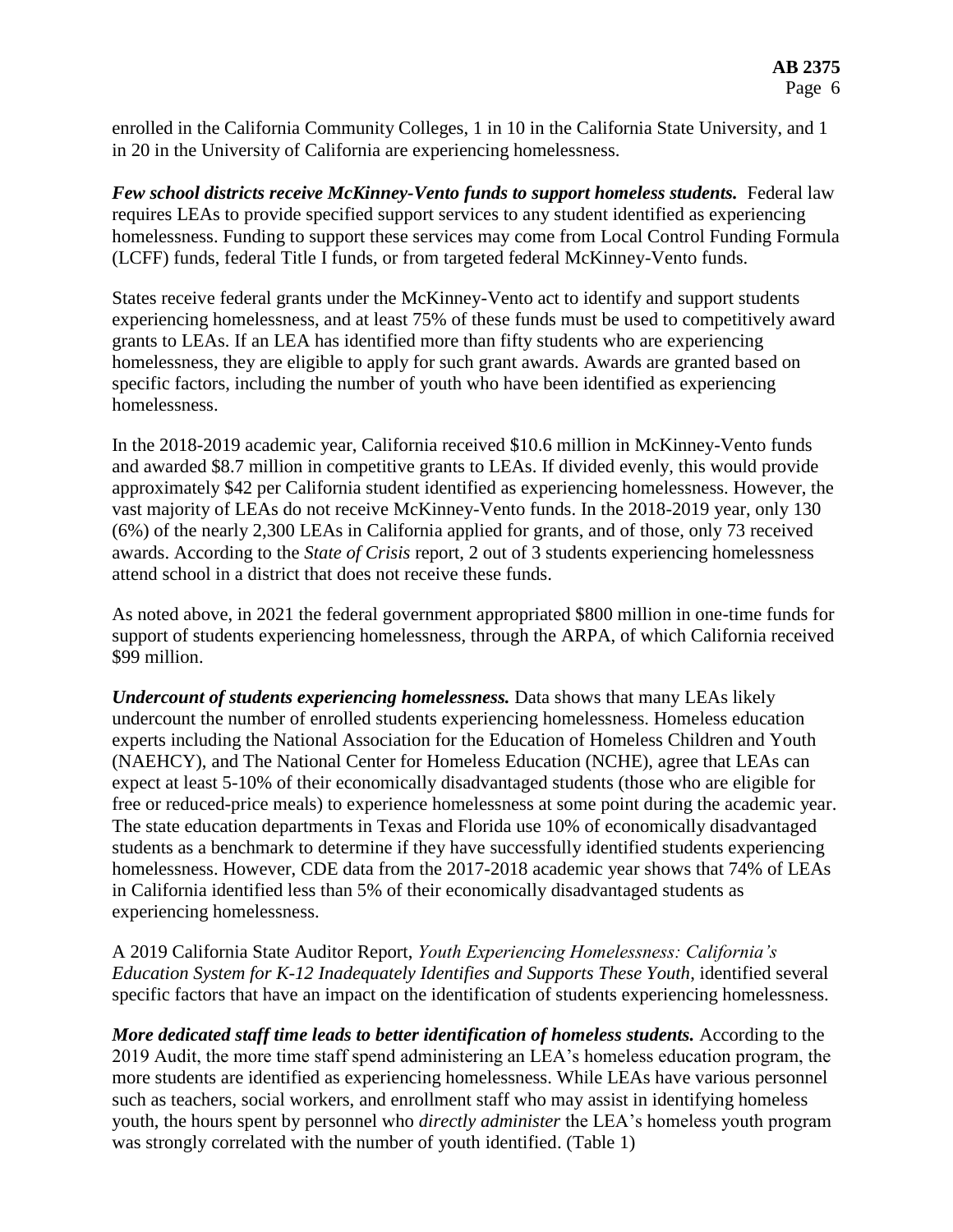enrolled in the California Community Colleges, 1 in 10 in the California State University, and 1 in 20 in the University of California are experiencing homelessness.

***Few school districts receive McKinney-Vento funds to support homeless students.*** Federal law requires LEAs to provide specified support services to any student identified as experiencing homelessness. Funding to support these services may come from Local Control Funding Formula (LCFF) funds, federal Title I funds, or from targeted federal McKinney-Vento funds.

States receive federal grants under the McKinney-Vento act to identify and support students experiencing homelessness, and at least 75% of these funds must be used to competitively award grants to LEAs. If an LEA has identified more than fifty students who are experiencing homelessness, they are eligible to apply for such grant awards. Awards are granted based on specific factors, including the number of youth who have been identified as experiencing homelessness.

In the 2018-2019 academic year, California received $10.6 million in McKinney-Vento funds and awarded $8.7 million in competitive grants to LEAs. If divided evenly, this would provide approximately $42 per California student identified as experiencing homelessness. However, the vast majority of LEAs do not receive McKinney-Vento funds. In the 2018-2019 year, only 130 (6%) of the nearly 2,300 LEAs in California applied for grants, and of those, only 73 received awards. According to the *State of Crisis* report, 2 out of 3 students experiencing homelessness attend school in a district that does not receive these funds.

As noted above, in 2021 the federal government appropriated $800 million in one-time funds for support of students experiencing homelessness, through the ARPA, of which California received $99 million.

***Undercount of students experiencing homelessness.*** Data shows that many LEAs likely undercount the number of enrolled students experiencing homelessness. Homeless education experts including the National Association for the Education of Homeless Children and Youth (NAEHCY), and The National Center for Homeless Education (NCHE), agree that LEAs can expect at least 5-10% of their economically disadvantaged students (those who are eligible for free or reduced-price meals) to experience homelessness at some point during the academic year. The state education departments in Texas and Florida use 10% of economically disadvantaged students as a benchmark to determine if they have successfully identified students experiencing homelessness. However, CDE data from the 2017-2018 academic year shows that 74% of LEAs in California identified less than 5% of their economically disadvantaged students as experiencing homelessness.

A 2019 California State Auditor Report, *Youth Experiencing Homelessness: California's Education System for K-12 Inadequately Identifies and Supports These Youth*, identified several specific factors that have an impact on the identification of students experiencing homelessness.

***More dedicated staff time leads to better identification of homeless students.*** According to the 2019 Audit, the more time staff spend administering an LEA's homeless education program, the more students are identified as experiencing homelessness. While LEAs have various personnel such as teachers, social workers, and enrollment staff who may assist in identifying homeless youth, the hours spent by personnel who *directly administer* the LEA's homeless youth program was strongly correlated with the number of youth identified. (Table 1)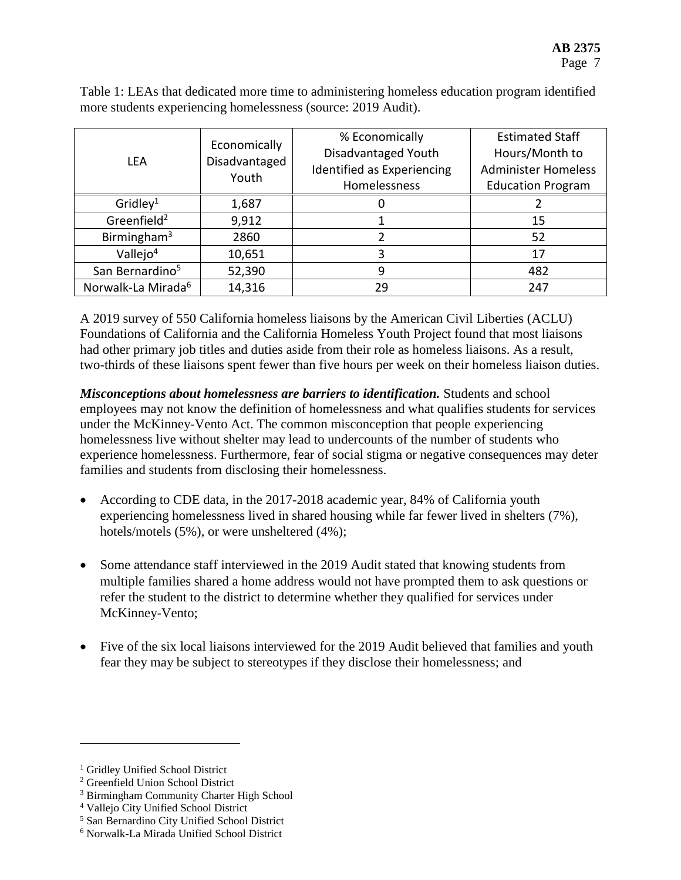Table 1: LEAs that dedicated more time to administering homeless education program identified more students experiencing homelessness (source: 2019 Audit).

| LEA | Economically Disadvantaged Youth | % Economically Disadvantaged Youth Identified as Experiencing Homelessness | Estimated Staff Hours/Month to Administer Homeless Education Program |
|---|---|---|---|
| Gridley[1] | 1,687 | 0 | 2 |
| Greenfield[2] | 9,912 | 1 | 15 |
| Birmingham[3] | 2860 | 2 | 52 |
| Vallejo[4] | 10,651 | 3 | 17 |
| San Bernardino[5] | 52,390 | 9 | 482 |
| Norwalk-La Mirada[6] | 14,316 | 29 | 247 |

A 2019 survey of 550 California homeless liaisons by the American Civil Liberties (ACLU) Foundations of California and the California Homeless Youth Project found that most liaisons had other primary job titles and duties aside from their role as homeless liaisons. As a result, two-thirds of these liaisons spent fewer than five hours per week on their homeless liaison duties.

***Misconceptions about homelessness are barriers to identification.*** Students and school employees may not know the definition of homelessness and what qualifies students for services under the McKinney-Vento Act. The common misconception that people experiencing homelessness live without shelter may lead to undercounts of the number of students who experience homelessness. Furthermore, fear of social stigma or negative consequences may deter families and students from disclosing their homelessness.

- According to CDE data, in the 2017-2018 academic year, 84% of California youth experiencing homelessness lived in shared housing while far fewer lived in shelters (7%), hotels/motels (5%), or were unsheltered (4%);

- Some attendance staff interviewed in the 2019 Audit stated that knowing students from multiple families shared a home address would not have prompted them to ask questions or refer the student to the district to determine whether they qualified for services under McKinney-Vento;

- Five of the six local liaisons interviewed for the 2019 Audit believed that families and youth fear they may be subject to stereotypes if they disclose their homelessness; and

---

[1] Gridley Unified School District
[2] Greenfield Union School District
[3] Birmingham Community Charter High School
[4] Vallejo City Unified School District
[5] San Bernardino City Unified School District
[6] Norwalk-La Mirada Unified School District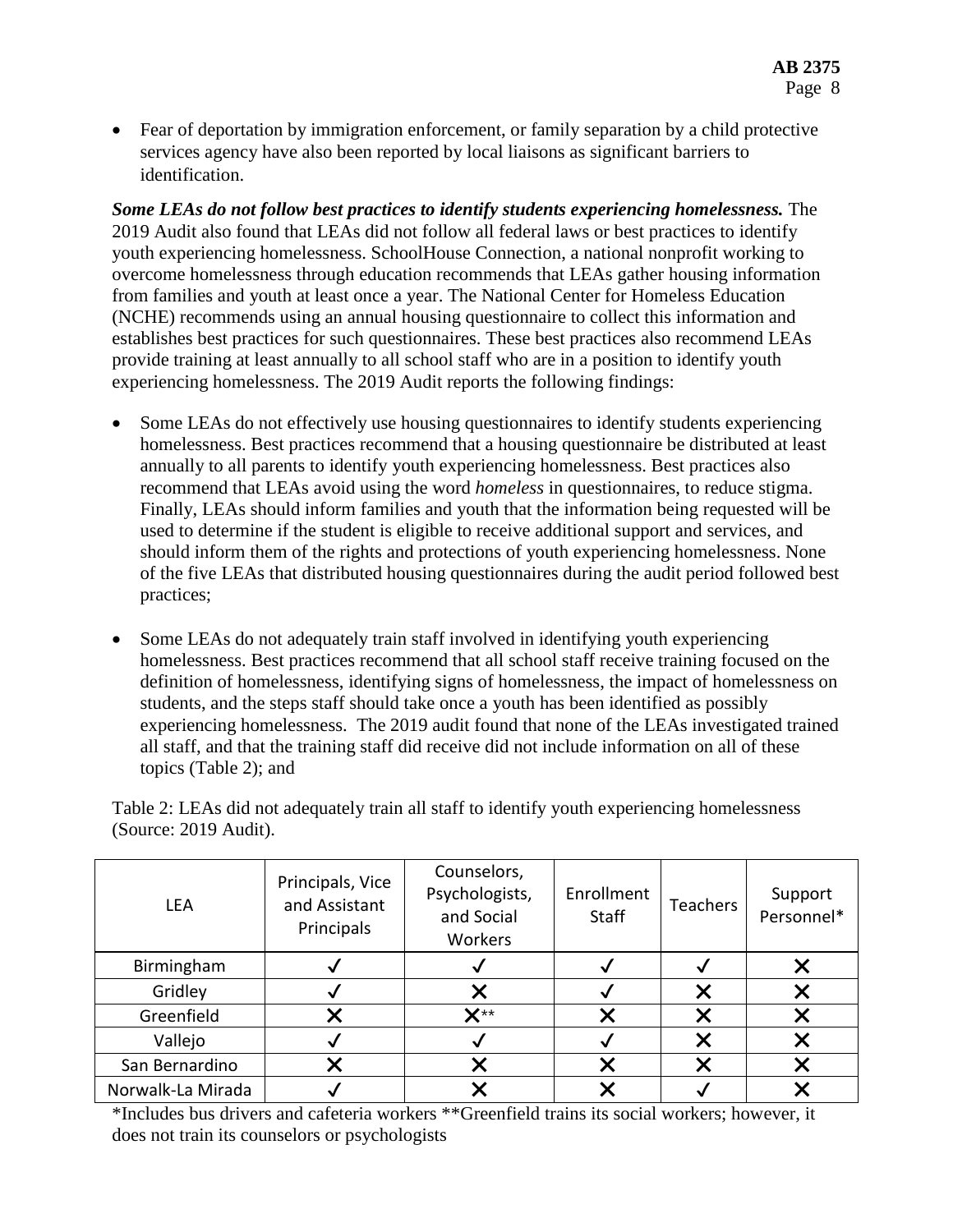- Fear of deportation by immigration enforcement, or family separation by a child protective services agency have also been reported by local liaisons as significant barriers to identification.

***Some LEAs do not follow best practices to identify students experiencing homelessness.*** The 2019 Audit also found that LEAs did not follow all federal laws or best practices to identify youth experiencing homelessness. SchoolHouse Connection, a national nonprofit working to overcome homelessness through education recommends that LEAs gather housing information from families and youth at least once a year. The National Center for Homeless Education (NCHE) recommends using an annual housing questionnaire to collect this information and establishes best practices for such questionnaires. These best practices also recommend LEAs provide training at least annually to all school staff who are in a position to identify youth experiencing homelessness. The 2019 Audit reports the following findings:

- Some LEAs do not effectively use housing questionnaires to identify students experiencing homelessness. Best practices recommend that a housing questionnaire be distributed at least annually to all parents to identify youth experiencing homelessness. Best practices also recommend that LEAs avoid using the word *homeless* in questionnaires, to reduce stigma. Finally, LEAs should inform families and youth that the information being requested will be used to determine if the student is eligible to receive additional support and services, and should inform them of the rights and protections of youth experiencing homelessness. None of the five LEAs that distributed housing questionnaires during the audit period followed best practices;

- Some LEAs do not adequately train staff involved in identifying youth experiencing homelessness. Best practices recommend that all school staff receive training focused on the definition of homelessness, identifying signs of homelessness, the impact of homelessness on students, and the steps staff should take once a youth has been identified as possibly experiencing homelessness. The 2019 audit found that none of the LEAs investigated trained all staff, and that the training staff did receive did not include information on all of these topics (Table 2); and

Table 2: LEAs did not adequately train all staff to identify youth experiencing homelessness (Source: 2019 Audit).

| LEA | Principals, Vice and Assistant Principals | Counselors, Psychologists, and Social Workers | Enrollment Staff | Teachers | Support Personnel* |
|---|---|---|---|---|---|
| Birmingham | ✓ | ✓ | ✓ | ✓ | ✗ |
| Gridley | ✓ | ✗ | ✓ | ✗ | ✗ |
| Greenfield | ✗ | ✗** | ✗ | ✗ | ✗ |
| Vallejo | ✓ | ✓ | ✓ | ✗ | ✗ |
| San Bernardino | ✗ | ✗ | ✗ | ✗ | ✗ |
| Norwalk-La Mirada | ✓ | ✗ | ✗ | ✓ | ✗ |

*Includes bus drivers and cafeteria workers **Greenfield trains its social workers; however, it does not train its counselors or psychologists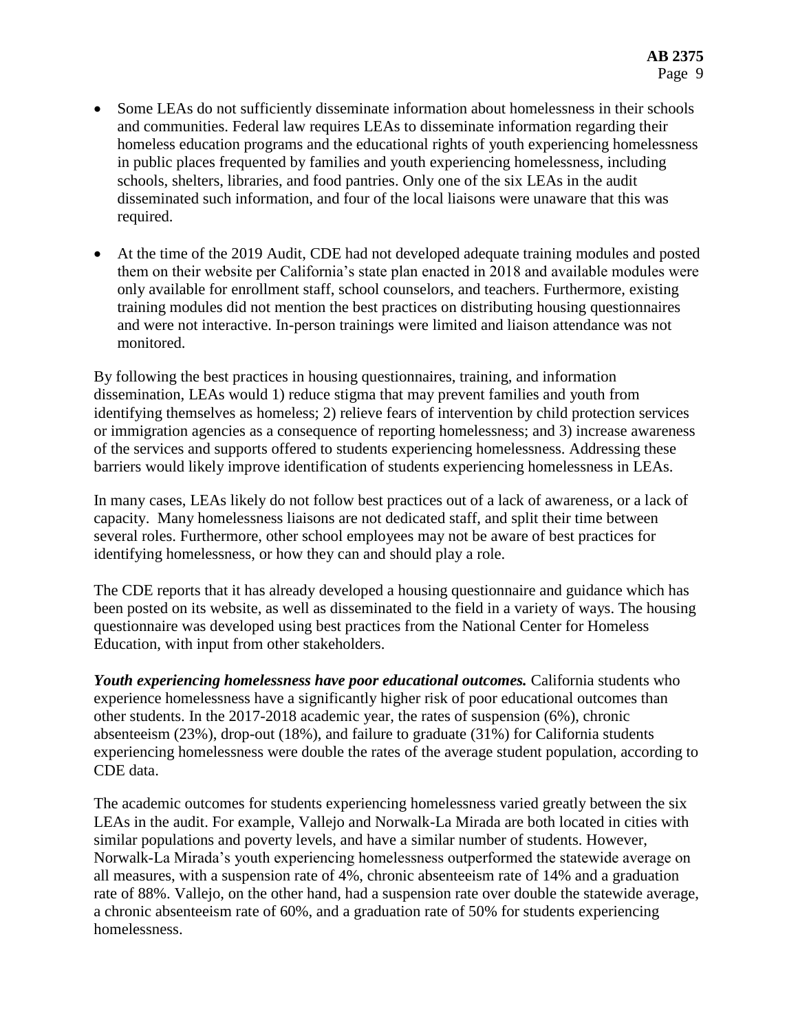- Some LEAs do not sufficiently disseminate information about homelessness in their schools and communities. Federal law requires LEAs to disseminate information regarding their homeless education programs and the educational rights of youth experiencing homelessness in public places frequented by families and youth experiencing homelessness, including schools, shelters, libraries, and food pantries. Only one of the six LEAs in the audit disseminated such information, and four of the local liaisons were unaware that this was required.

- At the time of the 2019 Audit, CDE had not developed adequate training modules and posted them on their website per California's state plan enacted in 2018 and available modules were only available for enrollment staff, school counselors, and teachers. Furthermore, existing training modules did not mention the best practices on distributing housing questionnaires and were not interactive. In-person trainings were limited and liaison attendance was not monitored.

By following the best practices in housing questionnaires, training, and information dissemination, LEAs would 1) reduce stigma that may prevent families and youth from identifying themselves as homeless; 2) relieve fears of intervention by child protection services or immigration agencies as a consequence of reporting homelessness; and 3) increase awareness of the services and supports offered to students experiencing homelessness. Addressing these barriers would likely improve identification of students experiencing homelessness in LEAs.

In many cases, LEAs likely do not follow best practices out of a lack of awareness, or a lack of capacity. Many homelessness liaisons are not dedicated staff, and split their time between several roles. Furthermore, other school employees may not be aware of best practices for identifying homelessness, or how they can and should play a role.

The CDE reports that it has already developed a housing questionnaire and guidance which has been posted on its website, as well as disseminated to the field in a variety of ways. The housing questionnaire was developed using best practices from the National Center for Homeless Education, with input from other stakeholders.

***Youth experiencing homelessness have poor educational outcomes.*** California students who experience homelessness have a significantly higher risk of poor educational outcomes than other students. In the 2017-2018 academic year, the rates of suspension (6%), chronic absenteeism (23%), drop-out (18%), and failure to graduate (31%) for California students experiencing homelessness were double the rates of the average student population, according to CDE data.

The academic outcomes for students experiencing homelessness varied greatly between the six LEAs in the audit. For example, Vallejo and Norwalk-La Mirada are both located in cities with similar populations and poverty levels, and have a similar number of students. However, Norwalk-La Mirada's youth experiencing homelessness outperformed the statewide average on all measures, with a suspension rate of 4%, chronic absenteeism rate of 14% and a graduation rate of 88%. Vallejo, on the other hand, had a suspension rate over double the statewide average, a chronic absenteeism rate of 60%, and a graduation rate of 50% for students experiencing homelessness.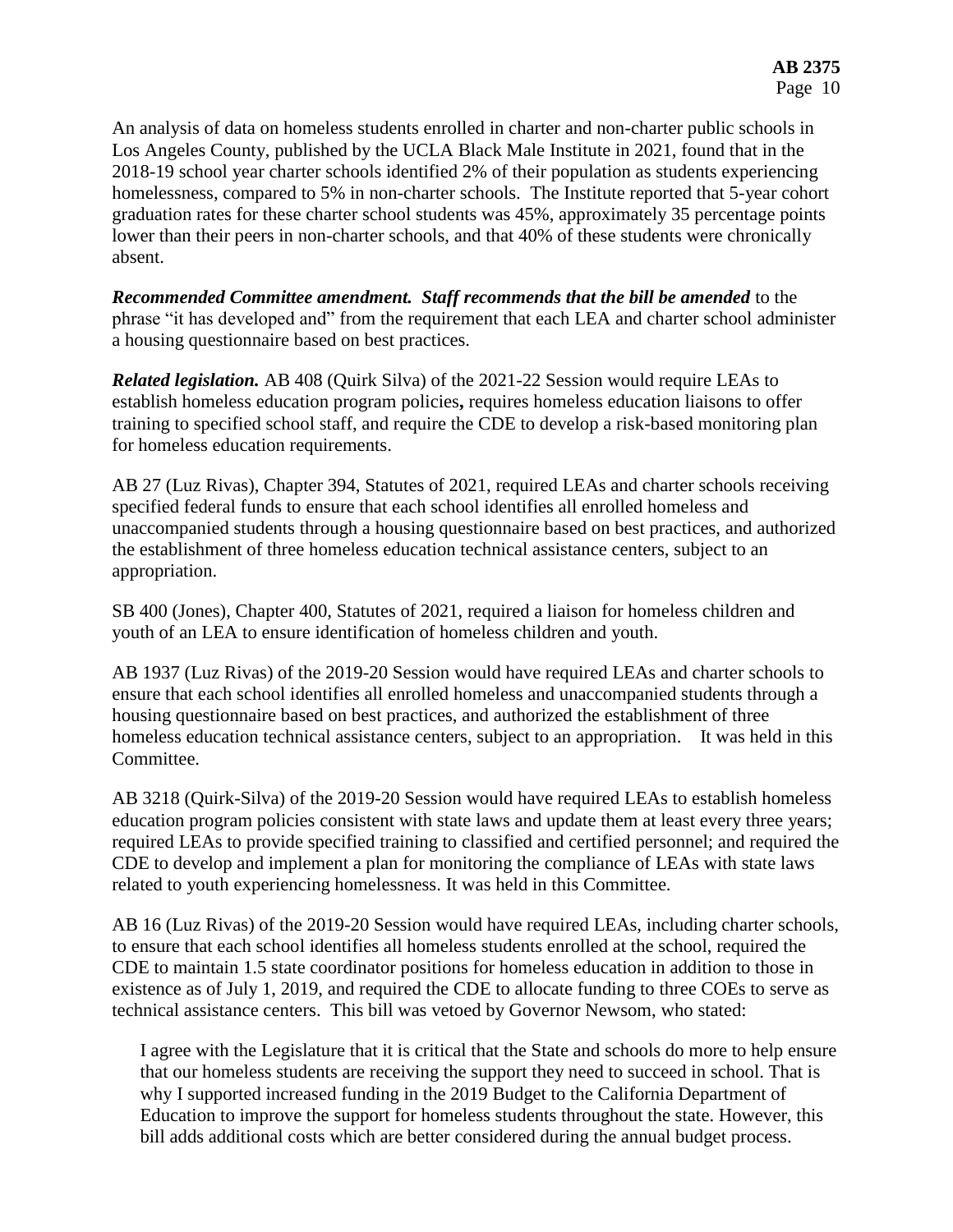An analysis of data on homeless students enrolled in charter and non-charter public schools in Los Angeles County, published by the UCLA Black Male Institute in 2021, found that in the 2018-19 school year charter schools identified 2% of their population as students experiencing homelessness, compared to 5% in non-charter schools. The Institute reported that 5-year cohort graduation rates for these charter school students was 45%, approximately 35 percentage points lower than their peers in non-charter schools, and that 40% of these students were chronically absent.

***Recommended Committee amendment. Staff recommends that the bill be amended*** to the phrase "it has developed and" from the requirement that each LEA and charter school administer a housing questionnaire based on best practices.

***Related legislation.*** AB 408 (Quirk Silva) of the 2021-22 Session would require LEAs to establish homeless education program policies**,** requires homeless education liaisons to offer training to specified school staff, and require the CDE to develop a risk-based monitoring plan for homeless education requirements.

AB 27 (Luz Rivas), Chapter 394, Statutes of 2021, required LEAs and charter schools receiving specified federal funds to ensure that each school identifies all enrolled homeless and unaccompanied students through a housing questionnaire based on best practices, and authorized the establishment of three homeless education technical assistance centers, subject to an appropriation.

SB 400 (Jones), Chapter 400, Statutes of 2021, required a liaison for homeless children and youth of an LEA to ensure identification of homeless children and youth.

AB 1937 (Luz Rivas) of the 2019-20 Session would have required LEAs and charter schools to ensure that each school identifies all enrolled homeless and unaccompanied students through a housing questionnaire based on best practices, and authorized the establishment of three homeless education technical assistance centers, subject to an appropriation. It was held in this Committee.

AB 3218 (Quirk-Silva) of the 2019-20 Session would have required LEAs to establish homeless education program policies consistent with state laws and update them at least every three years; required LEAs to provide specified training to classified and certified personnel; and required the CDE to develop and implement a plan for monitoring the compliance of LEAs with state laws related to youth experiencing homelessness. It was held in this Committee.

AB 16 (Luz Rivas) of the 2019-20 Session would have required LEAs, including charter schools, to ensure that each school identifies all homeless students enrolled at the school, required the CDE to maintain 1.5 state coordinator positions for homeless education in addition to those in existence as of July 1, 2019, and required the CDE to allocate funding to three COEs to serve as technical assistance centers. This bill was vetoed by Governor Newsom, who stated:

> I agree with the Legislature that it is critical that the State and schools do more to help ensure that our homeless students are receiving the support they need to succeed in school. That is why I supported increased funding in the 2019 Budget to the California Department of Education to improve the support for homeless students throughout the state. However, this bill adds additional costs which are better considered during the annual budget process.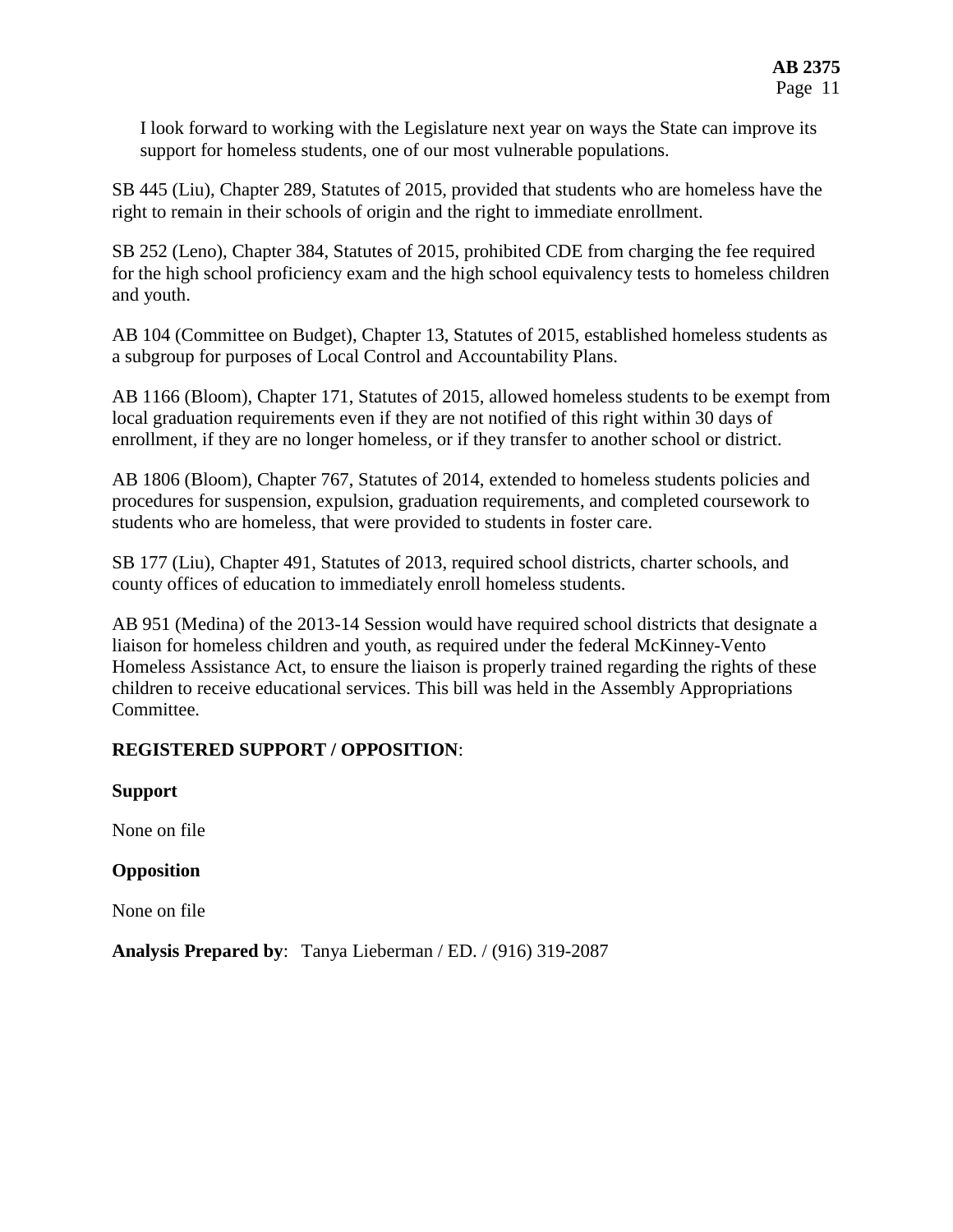I look forward to working with the Legislature next year on ways the State can improve its support for homeless students, one of our most vulnerable populations.

SB 445 (Liu), Chapter 289, Statutes of 2015, provided that students who are homeless have the right to remain in their schools of origin and the right to immediate enrollment.

SB 252 (Leno), Chapter 384, Statutes of 2015, prohibited CDE from charging the fee required for the high school proficiency exam and the high school equivalency tests to homeless children and youth.

AB 104 (Committee on Budget), Chapter 13, Statutes of 2015, established homeless students as a subgroup for purposes of Local Control and Accountability Plans.

AB 1166 (Bloom), Chapter 171, Statutes of 2015, allowed homeless students to be exempt from local graduation requirements even if they are not notified of this right within 30 days of enrollment, if they are no longer homeless, or if they transfer to another school or district.

AB 1806 (Bloom), Chapter 767, Statutes of 2014, extended to homeless students policies and procedures for suspension, expulsion, graduation requirements, and completed coursework to students who are homeless, that were provided to students in foster care.

SB 177 (Liu), Chapter 491, Statutes of 2013, required school districts, charter schools, and county offices of education to immediately enroll homeless students.

AB 951 (Medina) of the 2013-14 Session would have required school districts that designate a liaison for homeless children and youth, as required under the federal McKinney-Vento Homeless Assistance Act, to ensure the liaison is properly trained regarding the rights of these children to receive educational services. This bill was held in the Assembly Appropriations Committee.

**REGISTERED SUPPORT / OPPOSITION**:

**Support**

None on file

**Opposition**

None on file

**Analysis Prepared by**: Tanya Lieberman / ED. / (916) 319-2087